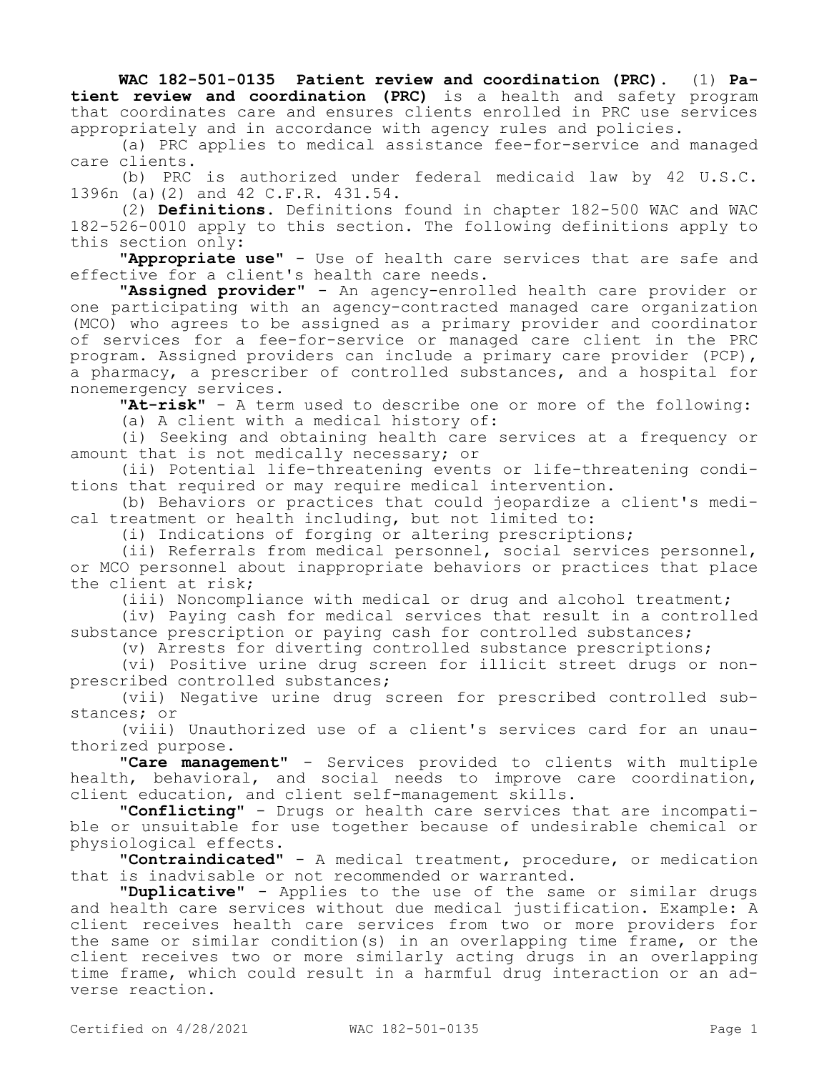**WAC 182-501-0135 Patient review and coordination (PRC).** (1) **Patient review and coordination (PRC)** is a health and safety program that coordinates care and ensures clients enrolled in PRC use services appropriately and in accordance with agency rules and policies.

(a) PRC applies to medical assistance fee-for-service and managed care clients.

(b) PRC is authorized under federal medicaid law by 42 U.S.C. 1396n (a)(2) and 42 C.F.R. 431.54.

(2) **Definitions.** Definitions found in chapter 182-500 WAC and WAC 182-526-0010 apply to this section. The following definitions apply to this section only:

**"Appropriate use"** - Use of health care services that are safe and effective for a client's health care needs.

**"Assigned provider"** - An agency-enrolled health care provider or one participating with an agency-contracted managed care organization (MCO) who agrees to be assigned as a primary provider and coordinator of services for a fee-for-service or managed care client in the PRC program. Assigned providers can include a primary care provider (PCP), a pharmacy, a prescriber of controlled substances, and a hospital for nonemergency services.

**"At-risk"** - A term used to describe one or more of the following:

(a) A client with a medical history of:

(i) Seeking and obtaining health care services at a frequency or amount that is not medically necessary; or

(ii) Potential life-threatening events or life-threatening conditions that required or may require medical intervention.

(b) Behaviors or practices that could jeopardize a client's medical treatment or health including, but not limited to:

(i) Indications of forging or altering prescriptions;

(ii) Referrals from medical personnel, social services personnel, or MCO personnel about inappropriate behaviors or practices that place the client at risk;

(iii) Noncompliance with medical or drug and alcohol treatment;

(iv) Paying cash for medical services that result in a controlled substance prescription or paying cash for controlled substances;

(v) Arrests for diverting controlled substance prescriptions;

(vi) Positive urine drug screen for illicit street drugs or nonprescribed controlled substances;

(vii) Negative urine drug screen for prescribed controlled substances; or

(viii) Unauthorized use of a client's services card for an unauthorized purpose.

**"Care management"** - Services provided to clients with multiple health, behavioral, and social needs to improve care coordination, client education, and client self-management skills.

**"Conflicting"** - Drugs or health care services that are incompatible or unsuitable for use together because of undesirable chemical or physiological effects.

**"Contraindicated"** - A medical treatment, procedure, or medication that is inadvisable or not recommended or warranted.

**"Duplicative"** - Applies to the use of the same or similar drugs and health care services without due medical justification. Example: A client receives health care services from two or more providers for the same or similar condition(s) in an overlapping time frame, or the client receives two or more similarly acting drugs in an overlapping time frame, which could result in a harmful drug interaction or an adverse reaction.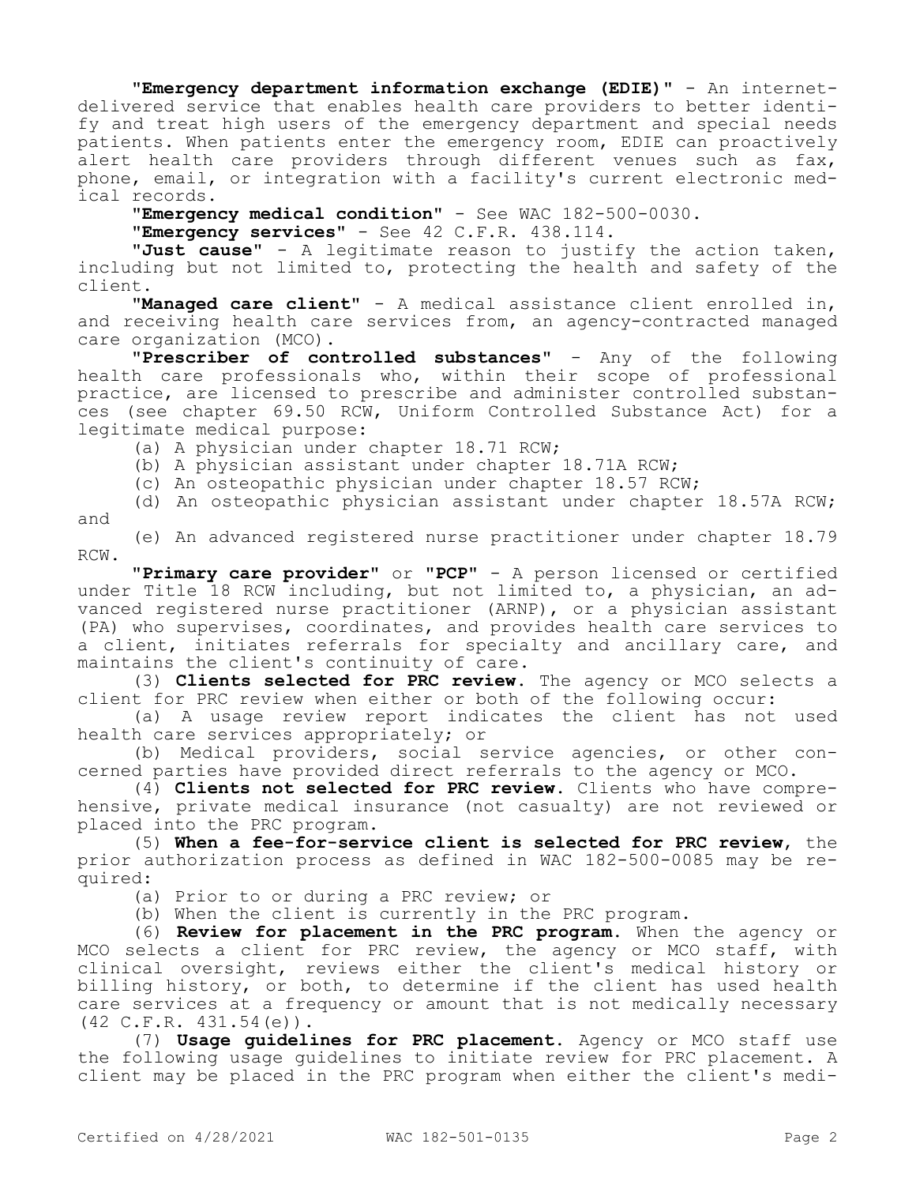"**Emergency department information exchange (EDIE)**" - An internet-delivered service that enables health care providers to better identify and treat high users of the emergency department and special needs patients. When patients enter the emergency room, EDIE can proactively alert health care providers through different venues such as fax, phone, email, or integration with a facility's current electronic medical records.

"**Emergency medical condition**" - See WAC 182-500-0030.

"**Emergency services**" - See 42 C.F.R. 438.114.

"**Just cause**" - A legitimate reason to justify the action taken, including but not limited to, protecting the health and safety of the client.

"**Managed care client**" - A medical assistance client enrolled in, and receiving health care services from, an agency-contracted managed care organization (MCO).

"**Prescriber of controlled substances**" - Any of the following health care professionals who, within their scope of professional practice, are licensed to prescribe and administer controlled substances (see chapter 69.50 RCW, Uniform Controlled Substance Act) for a legitimate medical purpose:

(a) A physician under chapter 18.71 RCW;

(b) A physician assistant under chapter 18.71A RCW;

(c) An osteopathic physician under chapter 18.57 RCW;

(d) An osteopathic physician assistant under chapter 18.57A RCW; and

(e) An advanced registered nurse practitioner under chapter 18.79 RCW.

"**Primary care provider**" or "**PCP**" - A person licensed or certified under Title 18 RCW including, but not limited to, a physician, an advanced registered nurse practitioner (ARNP), or a physician assistant (PA) who supervises, coordinates, and provides health care services to a client, initiates referrals for specialty and ancillary care, and maintains the client's continuity of care.

(3) **Clients selected for PRC review.** The agency or MCO selects a client for PRC review when either or both of the following occur:

(a) A usage review report indicates the client has not used health care services appropriately; or

(b) Medical providers, social service agencies, or other concerned parties have provided direct referrals to the agency or MCO.

(4) **Clients not selected for PRC review.** Clients who have comprehensive, private medical insurance (not casualty) are not reviewed or placed into the PRC program.

(5) **When a fee-for-service client is selected for PRC review**, the prior authorization process as defined in WAC 182-500-0085 may be required:

(a) Prior to or during a PRC review; or

(b) When the client is currently in the PRC program.

(6) **Review for placement in the PRC program.** When the agency or MCO selects a client for PRC review, the agency or MCO staff, with clinical oversight, reviews either the client's medical history or billing history, or both, to determine if the client has used health care services at a frequency or amount that is not medically necessary (42 C.F.R. 431.54(e)).

(7) **Usage guidelines for PRC placement.** Agency or MCO staff use the following usage guidelines to initiate review for PRC placement. A client may be placed in the PRC program when either the client's medi-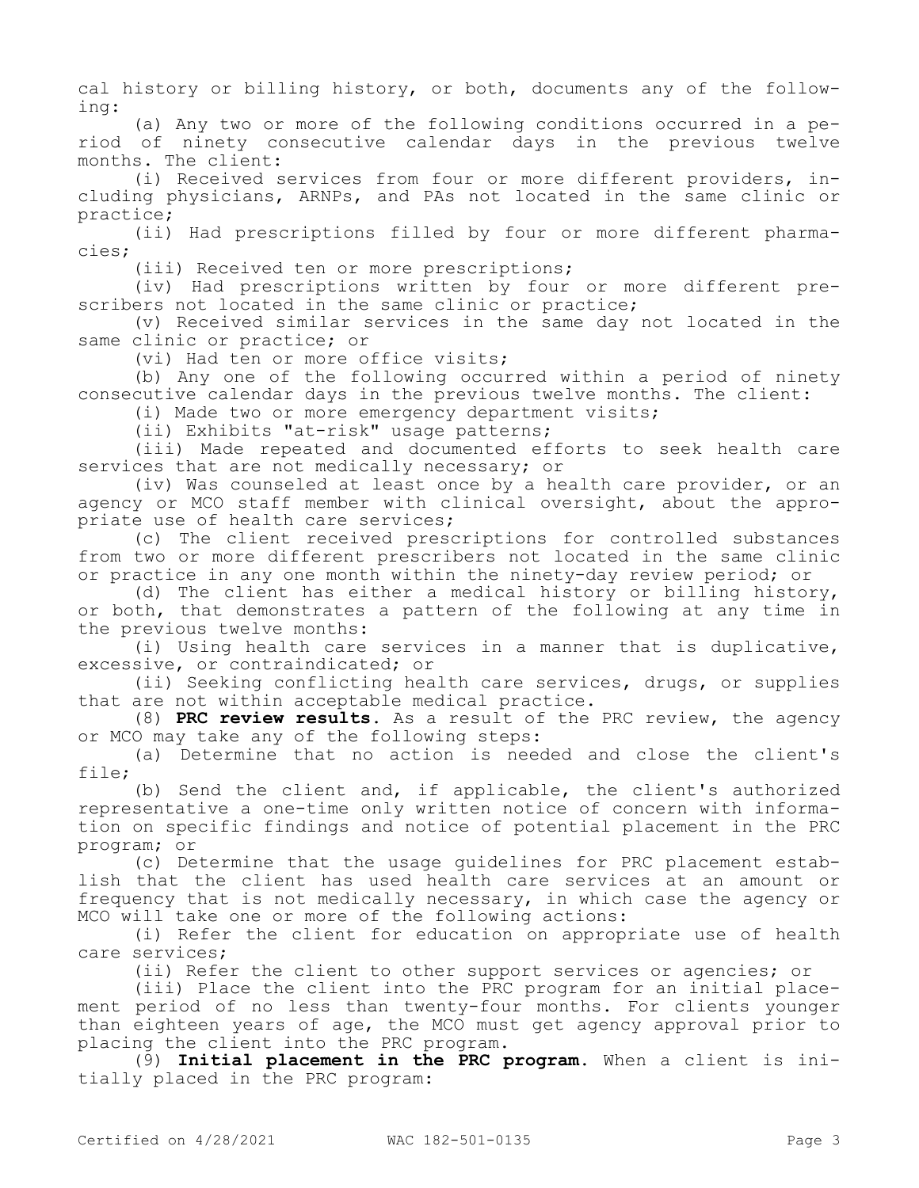cal history or billing history, or both, documents any of the following:

(a) Any two or more of the following conditions occurred in a period of ninety consecutive calendar days in the previous twelve months. The client:

(i) Received services from four or more different providers, including physicians, ARNPs, and PAs not located in the same clinic or practice;

(ii) Had prescriptions filled by four or more different pharmacies;

(iii) Received ten or more prescriptions;

(iv) Had prescriptions written by four or more different prescribers not located in the same clinic or practice;

(v) Received similar services in the same day not located in the same clinic or practice; or

(vi) Had ten or more office visits;

(b) Any one of the following occurred within a period of ninety consecutive calendar days in the previous twelve months. The client:

(i) Made two or more emergency department visits;

(ii) Exhibits "at-risk" usage patterns;

(iii) Made repeated and documented efforts to seek health care services that are not medically necessary; or

(iv) Was counseled at least once by a health care provider, or an agency or MCO staff member with clinical oversight, about the appropriate use of health care services;

(c) The client received prescriptions for controlled substances from two or more different prescribers not located in the same clinic or practice in any one month within the ninety-day review period; or

(d) The client has either a medical history or billing history, or both, that demonstrates a pattern of the following at any time in the previous twelve months:

(i) Using health care services in a manner that is duplicative, excessive, or contraindicated; or

(ii) Seeking conflicting health care services, drugs, or supplies that are not within acceptable medical practice.

(8) **PRC review results.** As a result of the PRC review, the agency or MCO may take any of the following steps:

(a) Determine that no action is needed and close the client's file;

(b) Send the client and, if applicable, the client's authorized representative a one-time only written notice of concern with information on specific findings and notice of potential placement in the PRC program; or

(c) Determine that the usage guidelines for PRC placement establish that the client has used health care services at an amount or frequency that is not medically necessary, in which case the agency or MCO will take one or more of the following actions:

(i) Refer the client for education on appropriate use of health care services;

(ii) Refer the client to other support services or agencies; or

(iii) Place the client into the PRC program for an initial placement period of no less than twenty-four months. For clients younger than eighteen years of age, the MCO must get agency approval prior to placing the client into the PRC program.

(9) **Initial placement in the PRC program.** When a client is initially placed in the PRC program: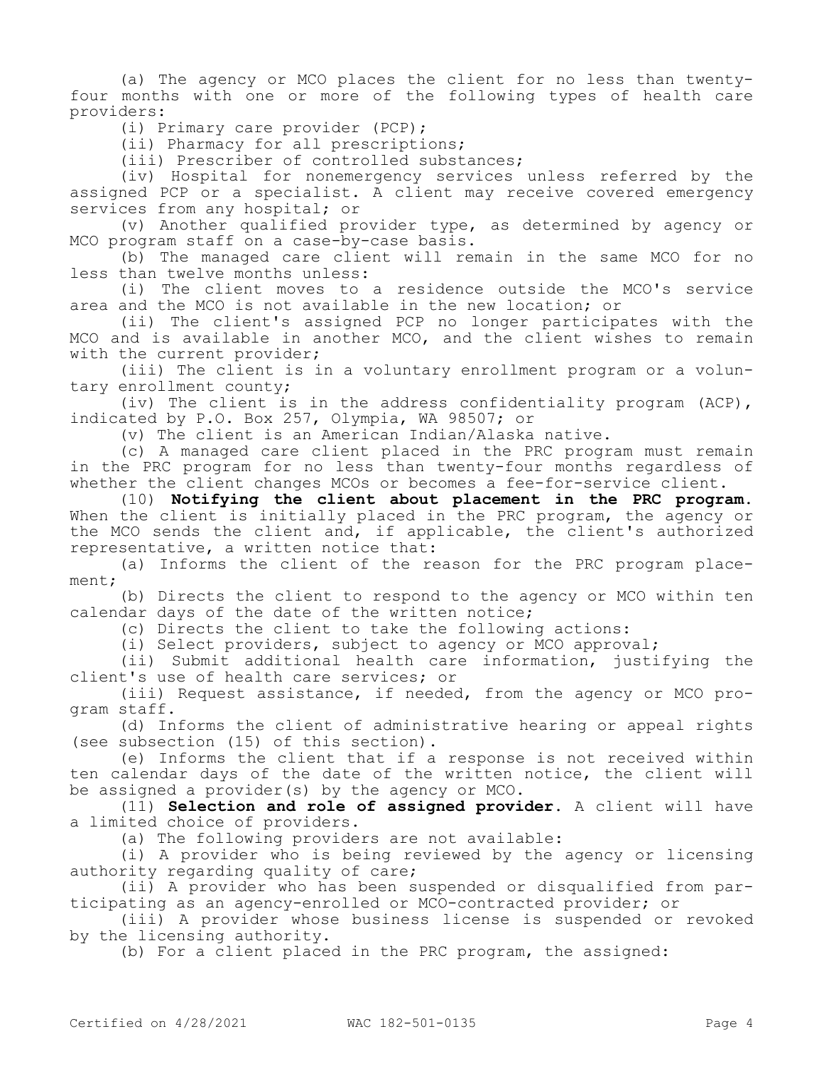(a) The agency or MCO places the client for no less than twenty-four months with one or more of the following types of health care providers:

(i) Primary care provider (PCP);

(ii) Pharmacy for all prescriptions;

(iii) Prescriber of controlled substances;

(iv) Hospital for nonemergency services unless referred by the assigned PCP or a specialist. A client may receive covered emergency services from any hospital; or

(v) Another qualified provider type, as determined by agency or MCO program staff on a case-by-case basis.

(b) The managed care client will remain in the same MCO for no less than twelve months unless:

(i) The client moves to a residence outside the MCO's service area and the MCO is not available in the new location; or

(ii) The client's assigned PCP no longer participates with the MCO and is available in another MCO, and the client wishes to remain with the current provider;

(iii) The client is in a voluntary enrollment program or a voluntary enrollment county;

(iv) The client is in the address confidentiality program (ACP), indicated by P.O. Box 257, Olympia, WA 98507; or

(v) The client is an American Indian/Alaska native.

(c) A managed care client placed in the PRC program must remain in the PRC program for no less than twenty-four months regardless of whether the client changes MCOs or becomes a fee-for-service client.

(10) **Notifying the client about placement in the PRC program.** When the client is initially placed in the PRC program, the agency or the MCO sends the client and, if applicable, the client's authorized representative, a written notice that:

(a) Informs the client of the reason for the PRC program placement;

(b) Directs the client to respond to the agency or MCO within ten calendar days of the date of the written notice;

(c) Directs the client to take the following actions:

(i) Select providers, subject to agency or MCO approval;

(ii) Submit additional health care information, justifying the client's use of health care services; or

(iii) Request assistance, if needed, from the agency or MCO program staff.

(d) Informs the client of administrative hearing or appeal rights (see subsection (15) of this section).

(e) Informs the client that if a response is not received within ten calendar days of the date of the written notice, the client will be assigned a provider(s) by the agency or MCO.

(11) **Selection and role of assigned provider.** A client will have a limited choice of providers.

(a) The following providers are not available:

(i) A provider who is being reviewed by the agency or licensing authority regarding quality of care;

(ii) A provider who has been suspended or disqualified from participating as an agency-enrolled or MCO-contracted provider; or

(iii) A provider whose business license is suspended or revoked by the licensing authority.

(b) For a client placed in the PRC program, the assigned: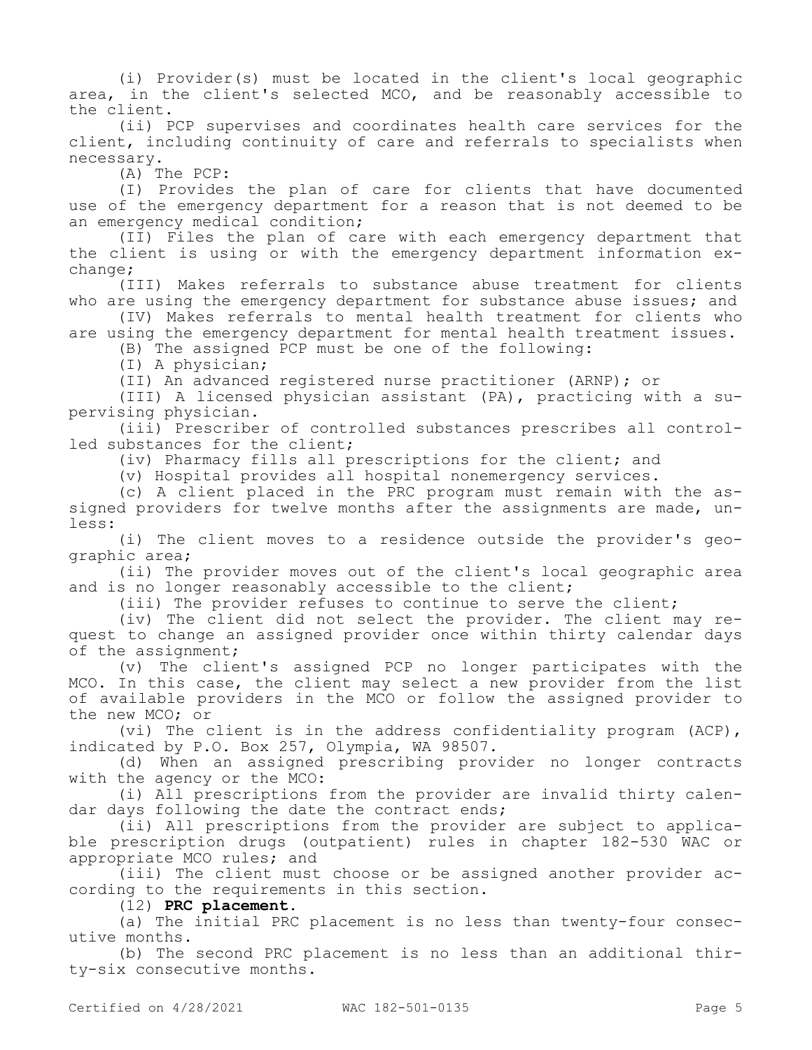(i) Provider(s) must be located in the client's local geographic area, in the client's selected MCO, and be reasonably accessible to the client.

(ii) PCP supervises and coordinates health care services for the client, including continuity of care and referrals to specialists when necessary.

(A) The PCP:

(I) Provides the plan of care for clients that have documented use of the emergency department for a reason that is not deemed to be an emergency medical condition;

(II) Files the plan of care with each emergency department that the client is using or with the emergency department information exchange;

(III) Makes referrals to substance abuse treatment for clients who are using the emergency department for substance abuse issues; and

(IV) Makes referrals to mental health treatment for clients who are using the emergency department for mental health treatment issues.

(B) The assigned PCP must be one of the following:

(I) A physician;

(II) An advanced registered nurse practitioner (ARNP); or

(III) A licensed physician assistant (PA), practicing with a supervising physician.

(iii) Prescriber of controlled substances prescribes all controlled substances for the client;

(iv) Pharmacy fills all prescriptions for the client; and

(v) Hospital provides all hospital nonemergency services.

(c) A client placed in the PRC program must remain with the assigned providers for twelve months after the assignments are made, unless:

(i) The client moves to a residence outside the provider's geographic area;

(ii) The provider moves out of the client's local geographic area and is no longer reasonably accessible to the client;

(iii) The provider refuses to continue to serve the client;

(iv) The client did not select the provider. The client may request to change an assigned provider once within thirty calendar days of the assignment;

(v) The client's assigned PCP no longer participates with the MCO. In this case, the client may select a new provider from the list of available providers in the MCO or follow the assigned provider to the new MCO; or

(vi) The client is in the address confidentiality program (ACP), indicated by P.O. Box 257, Olympia, WA 98507.

(d) When an assigned prescribing provider no longer contracts with the agency or the MCO:

(i) All prescriptions from the provider are invalid thirty calendar days following the date the contract ends;

(ii) All prescriptions from the provider are subject to applicable prescription drugs (outpatient) rules in chapter 182-530 WAC or appropriate MCO rules; and

(iii) The client must choose or be assigned another provider according to the requirements in this section.

(12) **PRC placement.**

(a) The initial PRC placement is no less than twenty-four consecutive months.

(b) The second PRC placement is no less than an additional thirty-six consecutive months.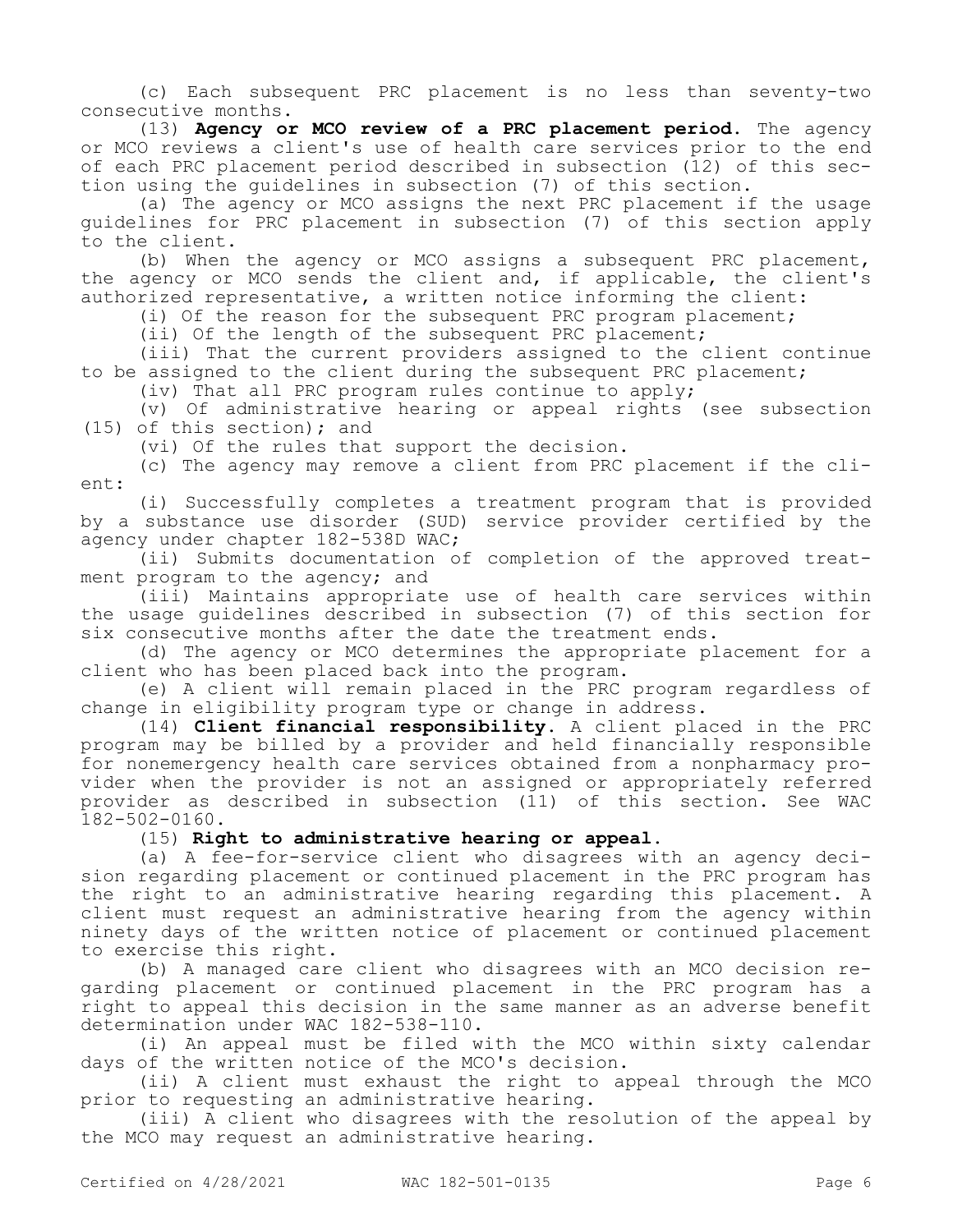(c) Each subsequent PRC placement is no less than seventy-two consecutive months.

(13) **Agency or MCO review of a PRC placement period.** The agency or MCO reviews a client's use of health care services prior to the end of each PRC placement period described in subsection (12) of this section using the guidelines in subsection (7) of this section.

(a) The agency or MCO assigns the next PRC placement if the usage guidelines for PRC placement in subsection (7) of this section apply to the client.

(b) When the agency or MCO assigns a subsequent PRC placement, the agency or MCO sends the client and, if applicable, the client's authorized representative, a written notice informing the client:

(i) Of the reason for the subsequent PRC program placement;

(ii) Of the length of the subsequent PRC placement;

(iii) That the current providers assigned to the client continue to be assigned to the client during the subsequent PRC placement;

(iv) That all PRC program rules continue to apply;

(v) Of administrative hearing or appeal rights (see subsection (15) of this section); and

(vi) Of the rules that support the decision.

(c) The agency may remove a client from PRC placement if the client:

(i) Successfully completes a treatment program that is provided by a substance use disorder (SUD) service provider certified by the agency under chapter 182-538D WAC;

(ii) Submits documentation of completion of the approved treatment program to the agency; and

(iii) Maintains appropriate use of health care services within the usage guidelines described in subsection (7) of this section for six consecutive months after the date the treatment ends.

(d) The agency or MCO determines the appropriate placement for a client who has been placed back into the program.

(e) A client will remain placed in the PRC program regardless of change in eligibility program type or change in address.

(14) **Client financial responsibility.** A client placed in the PRC program may be billed by a provider and held financially responsible for nonemergency health care services obtained from a nonpharmacy provider when the provider is not an assigned or appropriately referred provider as described in subsection (11) of this section. See WAC 182-502-0160.

(15) **Right to administrative hearing or appeal.**

(a) A fee-for-service client who disagrees with an agency decision regarding placement or continued placement in the PRC program has the right to an administrative hearing regarding this placement. A client must request an administrative hearing from the agency within ninety days of the written notice of placement or continued placement to exercise this right.

(b) A managed care client who disagrees with an MCO decision regarding placement or continued placement in the PRC program has a right to appeal this decision in the same manner as an adverse benefit determination under WAC 182-538-110.

(i) An appeal must be filed with the MCO within sixty calendar days of the written notice of the MCO's decision.

(ii) A client must exhaust the right to appeal through the MCO prior to requesting an administrative hearing.

(iii) A client who disagrees with the resolution of the appeal by the MCO may request an administrative hearing.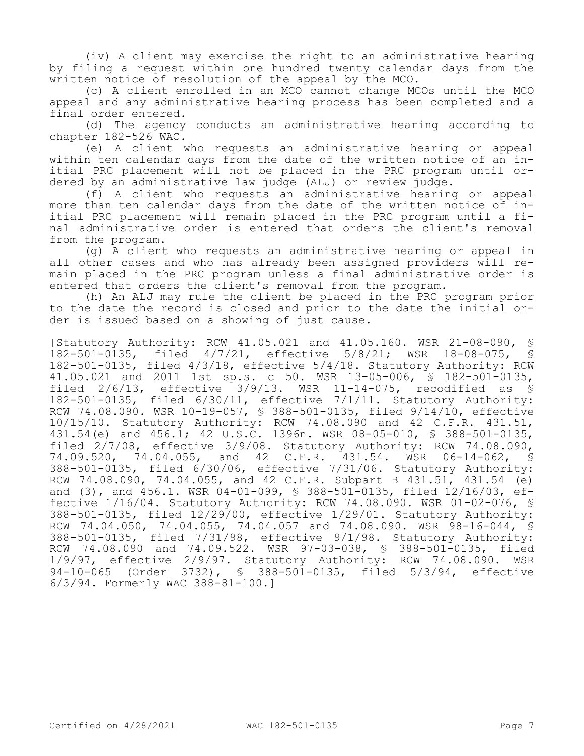(iv) A client may exercise the right to an administrative hearing by filing a request within one hundred twenty calendar days from the written notice of resolution of the appeal by the MCO.

(c) A client enrolled in an MCO cannot change MCOs until the MCO appeal and any administrative hearing process has been completed and a final order entered.

(d) The agency conducts an administrative hearing according to chapter 182-526 WAC.

(e) A client who requests an administrative hearing or appeal within ten calendar days from the date of the written notice of an initial PRC placement will not be placed in the PRC program until ordered by an administrative law judge (ALJ) or review judge.

(f) A client who requests an administrative hearing or appeal more than ten calendar days from the date of the written notice of initial PRC placement will remain placed in the PRC program until a final administrative order is entered that orders the client's removal from the program.

(g) A client who requests an administrative hearing or appeal in all other cases and who has already been assigned providers will remain placed in the PRC program unless a final administrative order is entered that orders the client's removal from the program.

(h) An ALJ may rule the client be placed in the PRC program prior to the date the record is closed and prior to the date the initial order is issued based on a showing of just cause.

[Statutory Authority: RCW 41.05.021 and 41.05.160. WSR 21-08-090, § 182-501-0135, filed 4/7/21, effective 5/8/21; WSR 18-08-075, § 182-501-0135, filed 4/3/18, effective 5/4/18. Statutory Authority: RCW 41.05.021 and 2011 1st sp.s. c 50. WSR 13-05-006, § 182-501-0135, filed 2/6/13, effective 3/9/13. WSR 11-14-075, recodified as § 182-501-0135, filed 6/30/11, effective 7/1/11. Statutory Authority: RCW 74.08.090. WSR 10-19-057, § 388-501-0135, filed 9/14/10, effective 10/15/10. Statutory Authority: RCW 74.08.090 and 42 C.F.R. 431.51, 431.54(e) and 456.1; 42 U.S.C. 1396n. WSR 08-05-010, § 388-501-0135, filed 2/7/08, effective 3/9/08. Statutory Authority: RCW 74.08.090, 74.09.520, 74.04.055, and 42 C.F.R. 431.54. WSR 06-14-062, § 388-501-0135, filed 6/30/06, effective 7/31/06. Statutory Authority: RCW 74.08.090, 74.04.055, and 42 C.F.R. Subpart B 431.51, 431.54 (e) and (3), and 456.1. WSR 04-01-099, § 388-501-0135, filed 12/16/03, effective 1/16/04. Statutory Authority: RCW 74.08.090. WSR 01-02-076, § 388-501-0135, filed 12/29/00, effective 1/29/01. Statutory Authority: RCW 74.04.050, 74.04.055, 74.04.057 and 74.08.090. WSR 98-16-044, § 388-501-0135, filed 7/31/98, effective 9/1/98. Statutory Authority: RCW 74.08.090 and 74.09.522. WSR 97-03-038, § 388-501-0135, filed 1/9/97, effective 2/9/97. Statutory Authority: RCW 74.08.090. WSR 94-10-065 (Order 3732), § 388-501-0135, filed 5/3/94, effective 6/3/94. Formerly WAC 388-81-100.]